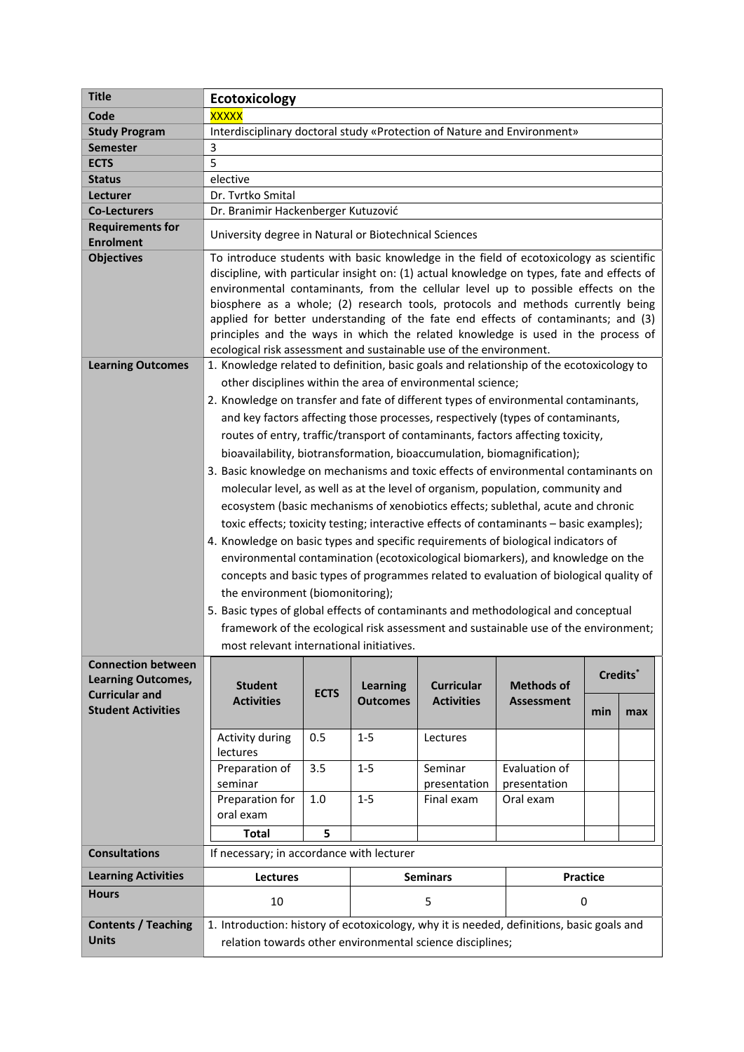| Title | **Ecotoxicology** |
|---|---|
| Code | XXXXX |
| Study Program | Interdisciplinary doctoral study «Protection of Nature and Environment» |
| Semester | 3 |
| ECTS | 5 |
| Status | elective |
| Lecturer | Dr. Tvrtko Smital |
| Co-Lecturers | Dr. Branimir Hackenberger Kutuzović |
| Requirements for Enrolment | University degree in Natural or Biotechnical Sciences |
| Objectives | To introduce students with basic knowledge in the field of ecotoxicology as scientific discipline, with particular insight on: (1) actual knowledge on types, fate and effects of environmental contaminants, from the cellular level up to possible effects on the biosphere as a whole; (2) research tools, protocols and methods currently being applied for better understanding of the fate end effects of contaminants; and (3) principles and the ways in which the related knowledge is used in the process of ecological risk assessment and sustainable use of the environment. |
| Learning Outcomes | 1. Knowledge related to definition, basic goals and relationship of the ecotoxicology to other disciplines within the area of environmental science;<br>2. Knowledge on transfer and fate of different types of environmental contaminants, and key factors affecting those processes, respectively (types of contaminants, routes of entry, traffic/transport of contaminants, factors affecting toxicity, bioavailability, biotransformation, bioaccumulation, biomagnification);<br>3. Basic knowledge on mechanisms and toxic effects of environmental contaminants on molecular level, as well as at the level of organism, population, community and ecosystem (basic mechanisms of xenobiotics effects; sublethal, acute and chronic toxic effects; toxicity testing; interactive effects of contaminants – basic examples);<br>4. Knowledge on basic types and specific requirements of biological indicators of environmental contamination (ecotoxicological biomarkers), and knowledge on the concepts and basic types of programmes related to evaluation of biological quality of the environment (biomonitoring);<br>5. Basic types of global effects of contaminants and methodological and conceptual framework of the ecological risk assessment and sustainable use of the environment; most relevant international initiatives. |

**Connection between Learning Outcomes, Curricular and Student Activities**

| Student Activities | ECTS | Learning Outcomes | Curricular Activities | Methods of Assessment | Credits* | |
|---|---|---|---|---|---|---|
| | | | | | min | max |
| Activity during lectures | 0.5 | 1-5 | Lectures | | | |
| Preparation of seminar | 3.5 | 1-5 | Seminar presentation | Evaluation of presentation | | |
| Preparation for oral exam | 1.0 | 1-5 | Final exam | Oral exam | | |
| **Total** | **5** | | | | | |

| Consultations | If necessary; in accordance with lecturer | | |
|---|---|---|---|
| **Learning Activities** | **Lectures** | **Seminars** | **Practice** |
| **Hours** | 10 | 5 | 0 |

| Contents / Teaching Units | 1. Introduction: history of ecotoxicology, why it is needed, definitions, basic goals and relation towards other environmental science disciplines; |
|---|---|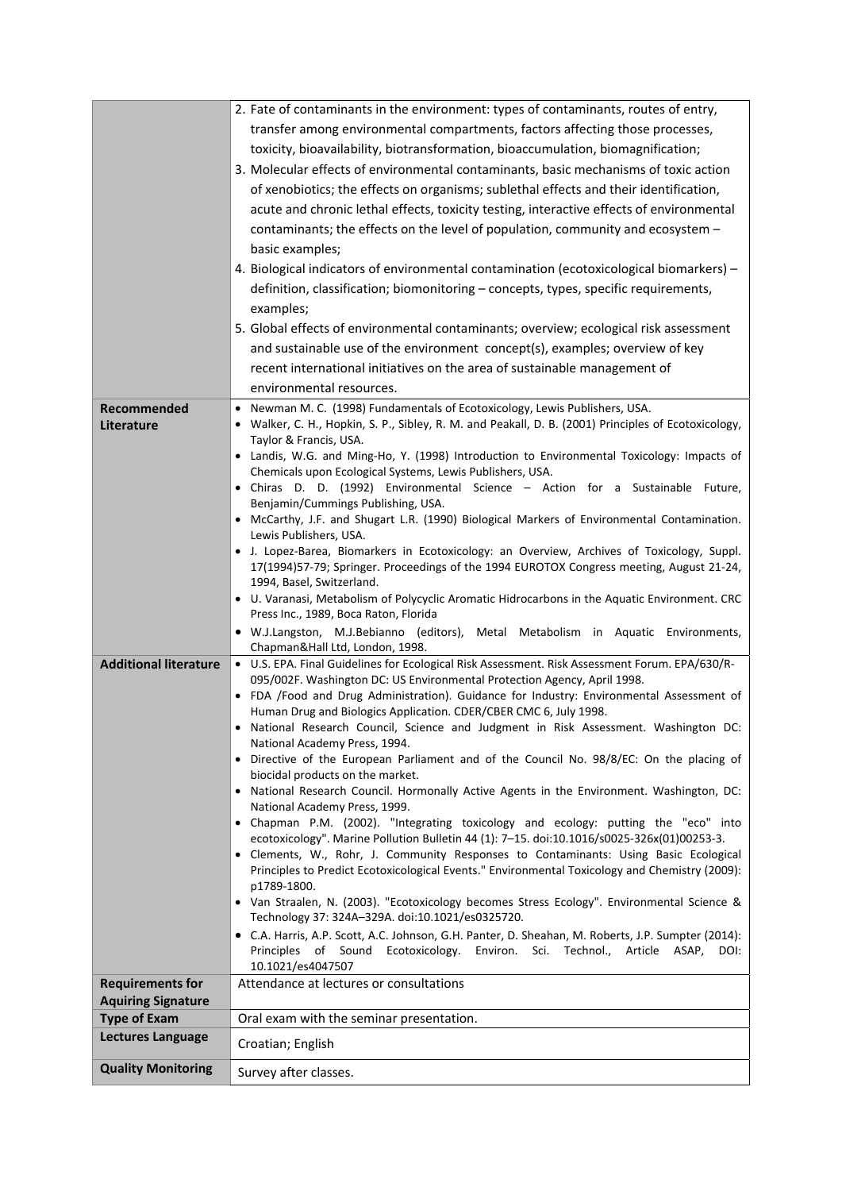| | |
|---|---|
| | 2. Fate of contaminants in the environment: types of contaminants, routes of entry, transfer among environmental compartments, factors affecting those processes, toxicity, bioavailability, biotransformation, bioaccumulation, biomagnification;<br>3. Molecular effects of environmental contaminants, basic mechanisms of toxic action of xenobiotics; the effects on organisms; sublethal effects and their identification, acute and chronic lethal effects, toxicity testing, interactive effects of environmental contaminants; the effects on the level of population, community and ecosystem – basic examples;<br>4. Biological indicators of environmental contamination (ecotoxicological biomarkers) – definition, classification; biomonitoring – concepts, types, specific requirements, examples;<br>5. Global effects of environmental contaminants; overview; ecological risk assessment and sustainable use of the environment concept(s), examples; overview of key recent international initiatives on the area of sustainable management of environmental resources. |
| **Recommended Literature** | • Newman M. C. (1998) Fundamentals of Ecotoxicology, Lewis Publishers, USA.<br>• Walker, C. H., Hopkin, S. P., Sibley, R. M. and Peakall, D. B. (2001) Principles of Ecotoxicology, Taylor & Francis, USA.<br>• Landis, W.G. and Ming-Ho, Y. (1998) Introduction to Environmental Toxicology: Impacts of Chemicals upon Ecological Systems, Lewis Publishers, USA.<br>• Chiras D. D. (1992) Environmental Science – Action for a Sustainable Future, Benjamin/Cummings Publishing, USA.<br>• McCarthy, J.F. and Shugart L.R. (1990) Biological Markers of Environmental Contamination. Lewis Publishers, USA.<br>• J. Lopez-Barea, Biomarkers in Ecotoxicology: an Overview, Archives of Toxicology, Suppl. 17(1994)57-79; Springer. Proceedings of the 1994 EUROTOX Congress meeting, August 21-24, 1994, Basel, Switzerland.<br>• U. Varanasi, Metabolism of Polycyclic Aromatic Hidrocarbons in the Aquatic Environment. CRC Press Inc., 1989, Boca Raton, Florida<br>• W.J.Langston, M.J.Bebianno (editors), Metal Metabolism in Aquatic Environments, Chapman&Hall Ltd, London, 1998. |
| **Additional literature** | • U.S. EPA. Final Guidelines for Ecological Risk Assessment. Risk Assessment Forum. EPA/630/R-095/002F. Washington DC: US Environmental Protection Agency, April 1998.<br>• FDA /Food and Drug Administration). Guidance for Industry: Environmental Assessment of Human Drug and Biologics Application. CDER/CBER CMC 6, July 1998.<br>• National Research Council, Science and Judgment in Risk Assessment. Washington DC: National Academy Press, 1994.<br>• Directive of the European Parliament and of the Council No. 98/8/EC: On the placing of biocidal products on the market.<br>• National Research Council. Hormonally Active Agents in the Environment. Washington, DC: National Academy Press, 1999.<br>• Chapman P.M. (2002). "Integrating toxicology and ecology: putting the "eco" into ecotoxicology". Marine Pollution Bulletin 44 (1): 7–15. doi:10.1016/s0025-326x(01)00253-3.<br>• Clements, W., Rohr, J. Community Responses to Contaminants: Using Basic Ecological Principles to Predict Ecotoxicological Events." Environmental Toxicology and Chemistry (2009): p1789-1800.<br>• Van Straalen, N. (2003). "Ecotoxicology becomes Stress Ecology". Environmental Science & Technology 37: 324A–329A. doi:10.1021/es0325720.<br>• C.A. Harris, A.P. Scott, A.C. Johnson, G.H. Panter, D. Sheahan, M. Roberts, J.P. Sumpter (2014): Principles of Sound Ecotoxicology. Environ. Sci. Technol., Article ASAP, DOI: 10.1021/es4047507 |
| **Requirements for Aquiring Signature** | Attendance at lectures or consultations |
| **Type of Exam** | Oral exam with the seminar presentation. |
| **Lectures Language** | Croatian; English |
| **Quality Monitoring** | Survey after classes. |